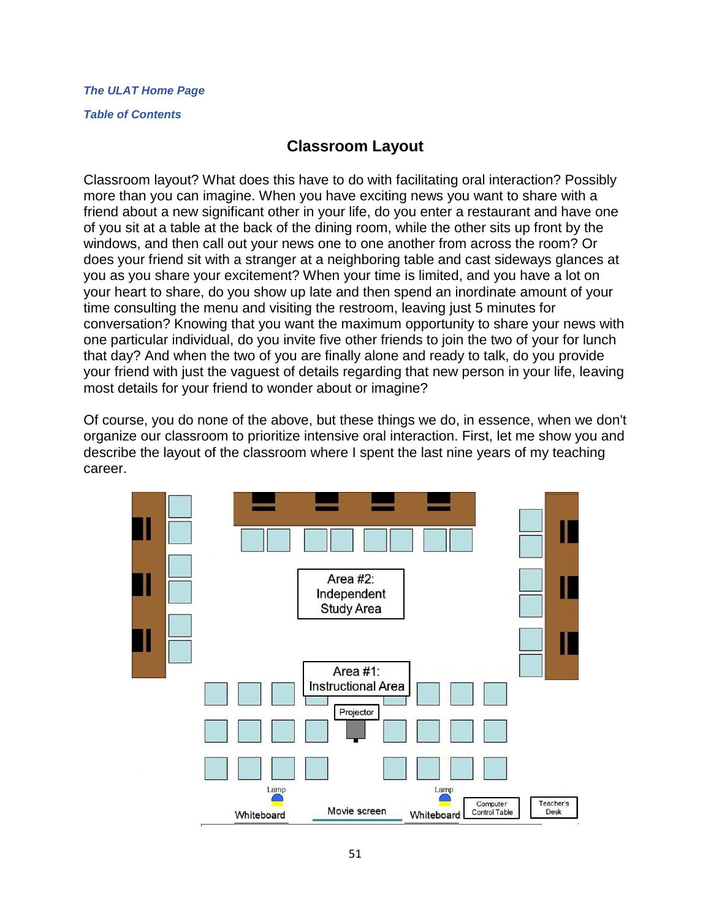*The ULAT Home Page*

*Table of Contents*

## Classroom Layout

Classroom layout? What does this have to do with facilitating oral interaction? Possibly more than you can imagine. When you have exciting news you want to share with a friend about a new significant other in your life, do you enter a restaurant and have one of you sit at a table at the back of the dining room, while the other sits up front by the windows, and then call out your news one to one another from across the room? Or does your friend sit with a stranger at a neighboring table and cast sideways glances at you as you share your excitement? When your time is limited, and you have a lot on your heart to share, do you show up late and then spend an inordinate amount of your time consulting the menu and visiting the restroom, leaving just 5 minutes for conversation? Knowing that you want the maximum opportunity to share your news with one particular individual, do you invite five other friends to join the two of your for lunch that day? And when the two of you are finally alone and ready to talk, do you provide your friend with just the vaguest of details regarding that new person in your life, leaving most details for your friend to wonder about or imagine?

Of course, you do none of the above, but these things we do, in essence, when we don't organize our classroom to prioritize intensive oral interaction. First, let me show you and describe the layout of the classroom where I spent the last nine years of my teaching career.

Area #2: Independent Study Area

Area #1: Instructional Area

Projector

Lamp

Lamp

Whiteboard

Movie screen

Whiteboard

Computer Control Table

Teacher's Desk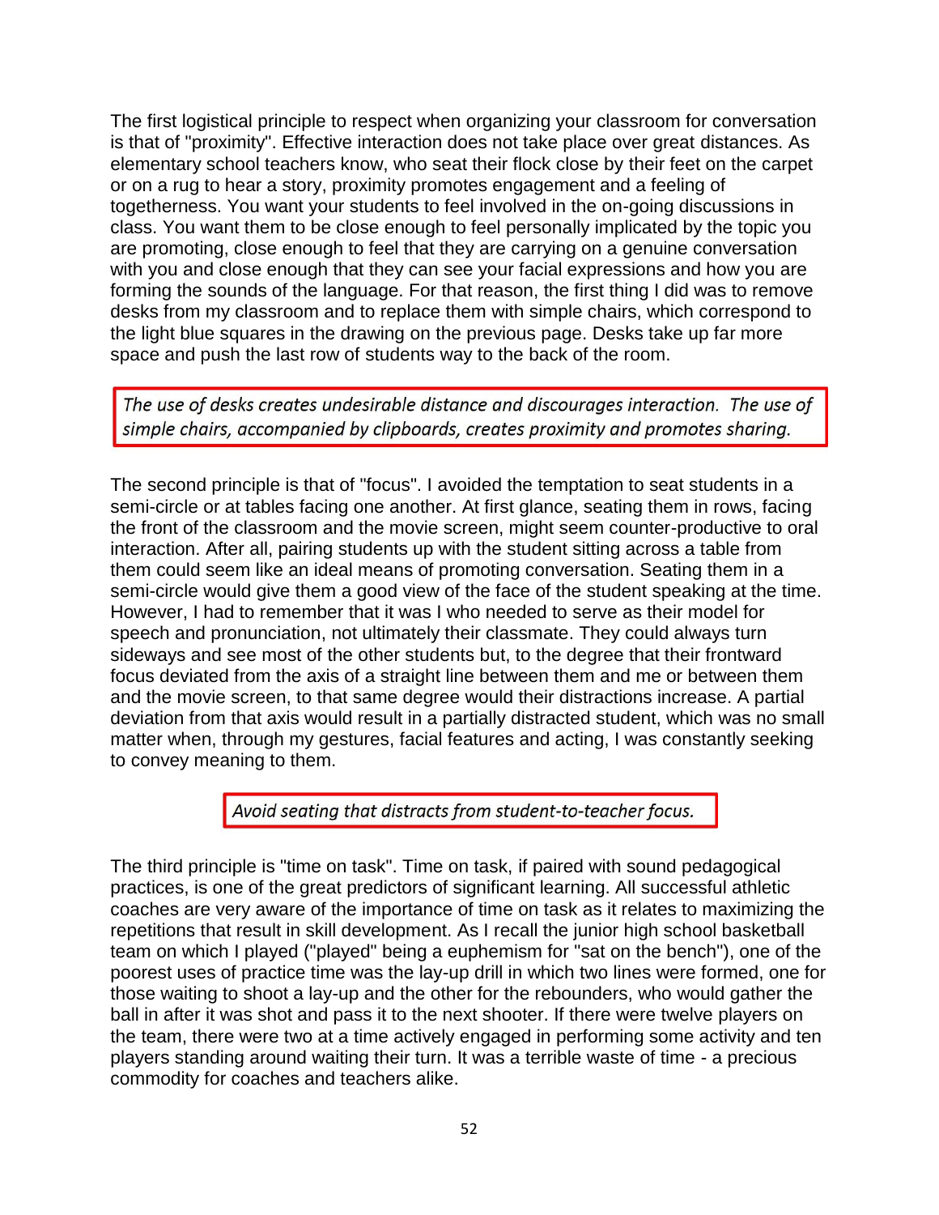The first logistical principle to respect when organizing your classroom for conversation is that of "proximity". Effective interaction does not take place over great distances. As elementary school teachers know, who seat their flock close by their feet on the carpet or on a rug to hear a story, proximity promotes engagement and a feeling of togetherness. You want your students to feel involved in the on-going discussions in class. You want them to be close enough to feel personally implicated by the topic you are promoting, close enough to feel that they are carrying on a genuine conversation with you and close enough that they can see your facial expressions and how you are forming the sounds of the language. For that reason, the first thing I did was to remove desks from my classroom and to replace them with simple chairs, which correspond to the light blue squares in the drawing on the previous page. Desks take up far more space and push the last row of students way to the back of the room.

*The use of desks creates undesirable distance and discourages interaction. The use of simple chairs, accompanied by clipboards, creates proximity and promotes sharing.*

The second principle is that of "focus". I avoided the temptation to seat students in a semi-circle or at tables facing one another. At first glance, seating them in rows, facing the front of the classroom and the movie screen, might seem counter-productive to oral interaction. After all, pairing students up with the student sitting across a table from them could seem like an ideal means of promoting conversation. Seating them in a semi-circle would give them a good view of the face of the student speaking at the time. However, I had to remember that it was I who needed to serve as their model for speech and pronunciation, not ultimately their classmate. They could always turn sideways and see most of the other students but, to the degree that their frontward focus deviated from the axis of a straight line between them and me or between them and the movie screen, to that same degree would their distractions increase. A partial deviation from that axis would result in a partially distracted student, which was no small matter when, through my gestures, facial features and acting, I was constantly seeking to convey meaning to them.

*Avoid seating that distracts from student-to-teacher focus.*

The third principle is "time on task". Time on task, if paired with sound pedagogical practices, is one of the great predictors of significant learning. All successful athletic coaches are very aware of the importance of time on task as it relates to maximizing the repetitions that result in skill development. As I recall the junior high school basketball team on which I played ("played" being a euphemism for "sat on the bench"), one of the poorest uses of practice time was the lay-up drill in which two lines were formed, one for those waiting to shoot a lay-up and the other for the rebounders, who would gather the ball in after it was shot and pass it to the next shooter. If there were twelve players on the team, there were two at a time actively engaged in performing some activity and ten players standing around waiting their turn. It was a terrible waste of time - a precious commodity for coaches and teachers alike.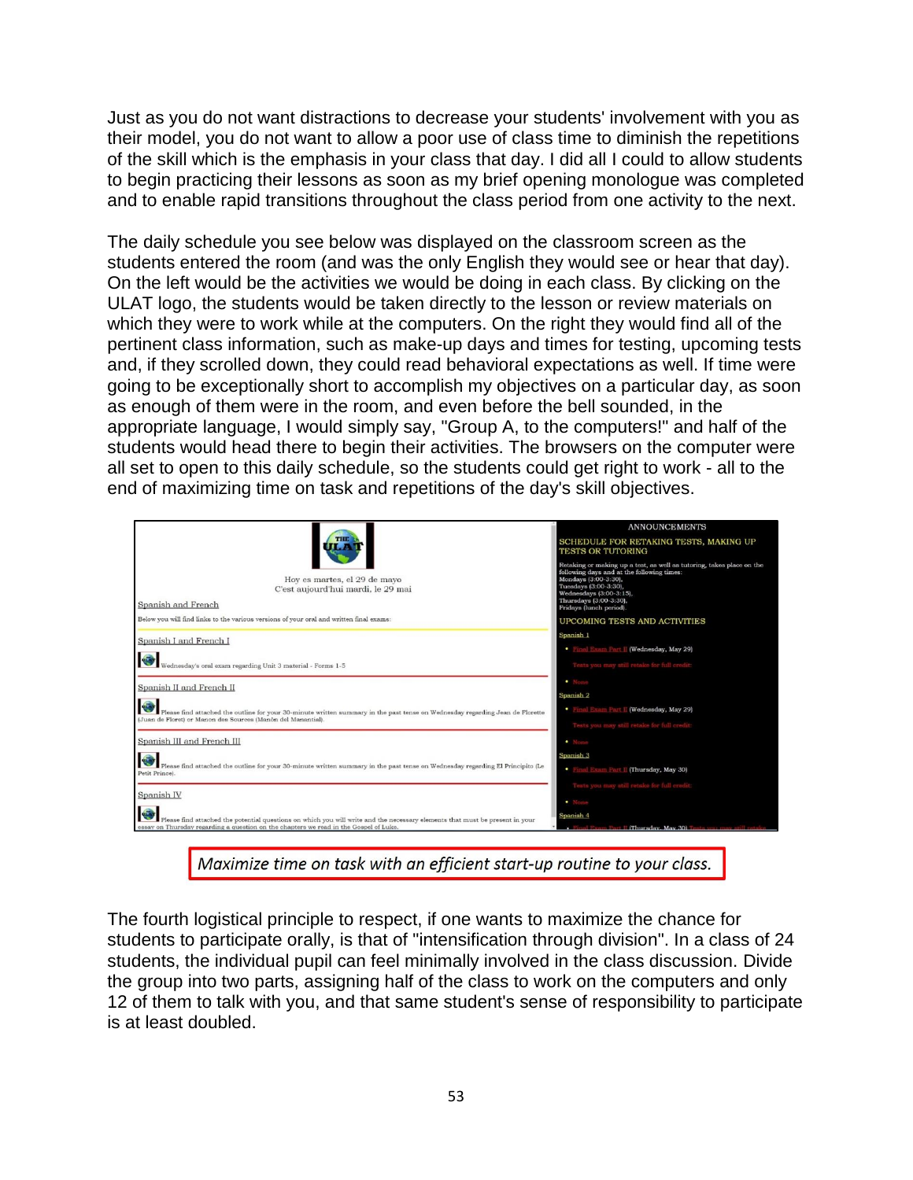Just as you do not want distractions to decrease your students' involvement with you as their model, you do not want to allow a poor use of class time to diminish the repetitions of the skill which is the emphasis in your class that day. I did all I could to allow students to begin practicing their lessons as soon as my brief opening monologue was completed and to enable rapid transitions throughout the class period from one activity to the next.

The daily schedule you see below was displayed on the classroom screen as the students entered the room (and was the only English they would see or hear that day). On the left would be the activities we would be doing in each class. By clicking on the ULAT logo, the students would be taken directly to the lesson or review materials on which they were to work while at the computers. On the right they would find all of the pertinent class information, such as make-up days and times for testing, upcoming tests and, if they scrolled down, they could read behavioral expectations as well. If time were going to be exceptionally short to accomplish my objectives on a particular day, as soon as enough of them were in the room, and even before the bell sounded, in the appropriate language, I would simply say, "Group A, to the computers!" and half of the students would head there to begin their activities. The browsers on the computer were all set to open to this daily schedule, so the students could get right to work - all to the end of maximizing time on task and repetitions of the day's skill objectives.

THE ULAT

Hoy es martes, el 29 de mayo
C'est aujourd'hui mardi, le 29 mai

Spanish and French

Below you will find links to the various versions of your oral and written final exams:

Spanish I and French I

Wednesday's oral exam regarding Unit 3 material - Forms 1-5

Spanish II and French II

Please find attached the outline for your 30-minute written summary in the past tense on Wednesday regarding Jean de Florette (Juan de Floret) or Manon des Sources (Manón del Manantial).

Spanish III and French III

Please find attached the outline for your 30-minute written summary in the past tense on Wednesday regarding El Principito (Le Petit Prince).

Spanish IV

Please find attached the potential questions on which you will write and the necessary elements that must be present in your essay on Thursday regarding a question on the chapters we read in the Gospel of Luke.

ANNOUNCEMENTS

SCHEDULE FOR RETAKING TESTS, MAKING UP TESTS OR TUTORING

Retaking or making up a test, as well as tutoring, takes place on the following days and at the following times:
Mondays (3:00-3:30),
Tuesdays (3:00-3:30),
Wednesdays (3:00-3:15),
Thursdays (3:00-3:30),
Fridays (lunch period).

UPCOMING TESTS AND ACTIVITIES

Spanish 1
- Final Exam Part II (Wednesday, May 29)

Tests you may still retake for full credit:
- None

Spanish 2
- Final Exam Part II (Wednesday, May 29)

Tests you may still retake for full credit:
- None

Spanish 3
- Final Exam Part II (Thursday, May 30)

Tests you may still retake for full credit:
- None

Spanish 4
- Final Exam Part II (Thursday, May 30) Tests you may still retake

*Maximize time on task with an efficient start-up routine to your class.*

The fourth logistical principle to respect, if one wants to maximize the chance for students to participate orally, is that of "intensification through division". In a class of 24 students, the individual pupil can feel minimally involved in the class discussion. Divide the group into two parts, assigning half of the class to work on the computers and only 12 of them to talk with you, and that same student's sense of responsibility to participate is at least doubled.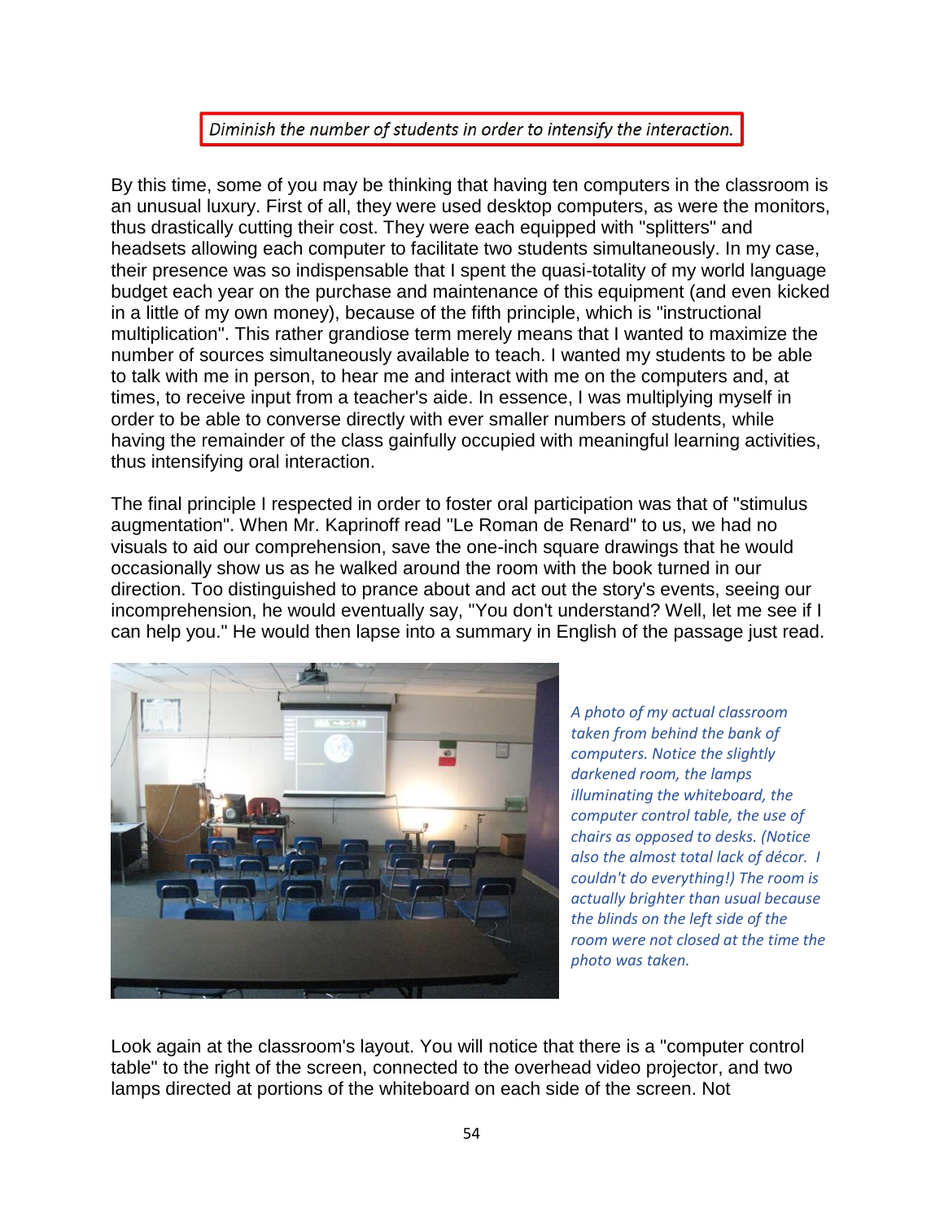*Diminish the number of students in order to intensify the interaction.*

By this time, some of you may be thinking that having ten computers in the classroom is an unusual luxury. First of all, they were used desktop computers, as were the monitors, thus drastically cutting their cost. They were each equipped with "splitters" and headsets allowing each computer to facilitate two students simultaneously. In my case, their presence was so indispensable that I spent the quasi-totality of my world language budget each year on the purchase and maintenance of this equipment (and even kicked in a little of my own money), because of the fifth principle, which is "instructional multiplication". This rather grandiose term merely means that I wanted to maximize the number of sources simultaneously available to teach. I wanted my students to be able to talk with me in person, to hear me and interact with me on the computers and, at times, to receive input from a teacher's aide. In essence, I was multiplying myself in order to be able to converse directly with ever smaller numbers of students, while having the remainder of the class gainfully occupied with meaningful learning activities, thus intensifying oral interaction.

The final principle I respected in order to foster oral participation was that of "stimulus augmentation". When Mr. Kaprinoff read "Le Roman de Renard" to us, we had no visuals to aid our comprehension, save the one-inch square drawings that he would occasionally show us as he walked around the room with the book turned in our direction. Too distinguished to prance about and act out the story's events, seeing our incomprehension, he would eventually say, "You don't understand? Well, let me see if I can help you." He would then lapse into a summary in English of the passage just read.

*A photo of my actual classroom taken from behind the bank of computers. Notice the slightly darkened room, the lamps illuminating the whiteboard, the computer control table, the use of chairs as opposed to desks. (Notice also the almost total lack of décor. I couldn't do everything!) The room is actually brighter than usual because the blinds on the left side of the room were not closed at the time the photo was taken.*

Look again at the classroom's layout. You will notice that there is a "computer control table" to the right of the screen, connected to the overhead video projector, and two lamps directed at portions of the whiteboard on each side of the screen. Not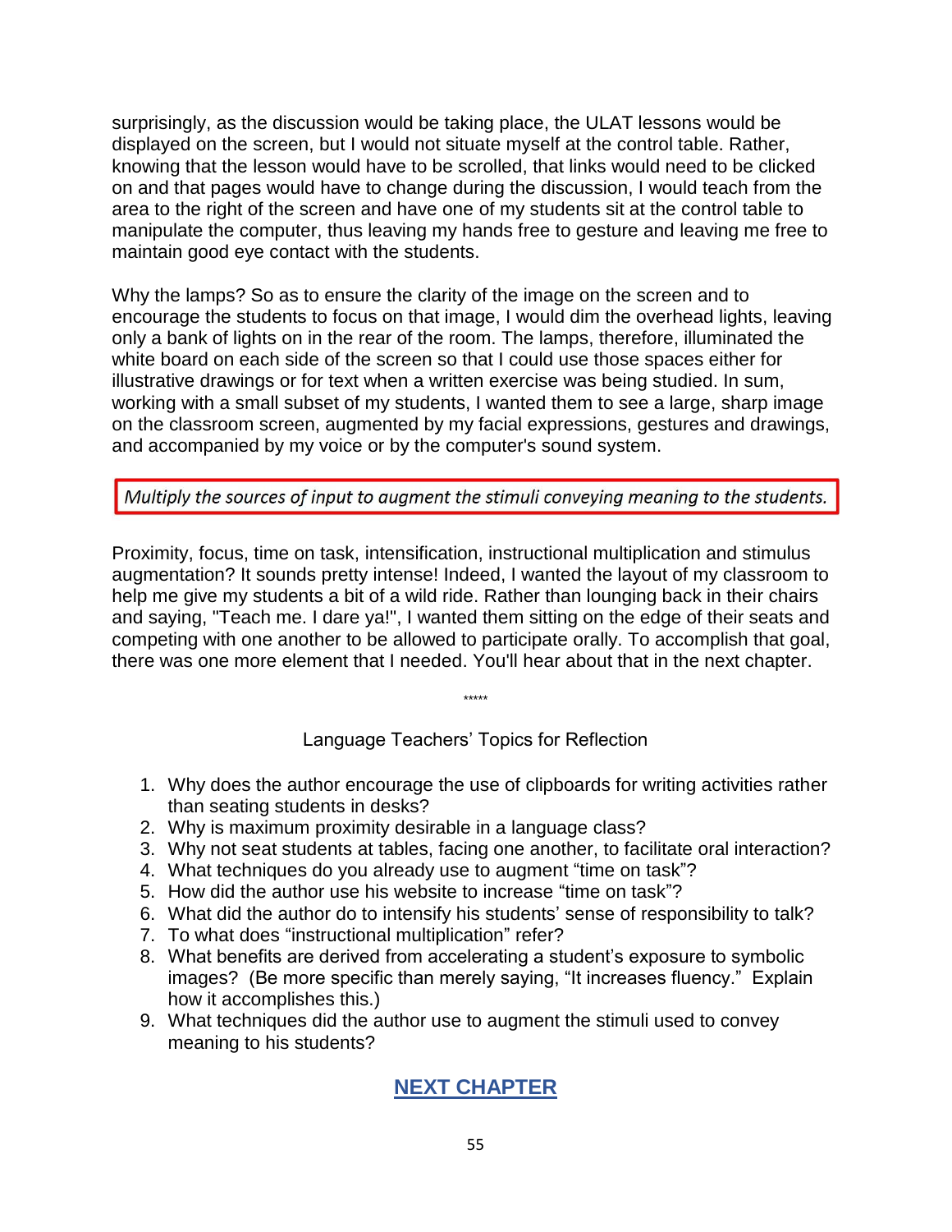surprisingly, as the discussion would be taking place, the ULAT lessons would be displayed on the screen, but I would not situate myself at the control table. Rather, knowing that the lesson would have to be scrolled, that links would need to be clicked on and that pages would have to change during the discussion, I would teach from the area to the right of the screen and have one of my students sit at the control table to manipulate the computer, thus leaving my hands free to gesture and leaving me free to maintain good eye contact with the students.

Why the lamps? So as to ensure the clarity of the image on the screen and to encourage the students to focus on that image, I would dim the overhead lights, leaving only a bank of lights on in the rear of the room. The lamps, therefore, illuminated the white board on each side of the screen so that I could use those spaces either for illustrative drawings or for text when a written exercise was being studied. In sum, working with a small subset of my students, I wanted them to see a large, sharp image on the classroom screen, augmented by my facial expressions, gestures and drawings, and accompanied by my voice or by the computer's sound system.

*Multiply the sources of input to augment the stimuli conveying meaning to the students.*

Proximity, focus, time on task, intensification, instructional multiplication and stimulus augmentation? It sounds pretty intense! Indeed, I wanted the layout of my classroom to help me give my students a bit of a wild ride. Rather than lounging back in their chairs and saying, "Teach me. I dare ya!", I wanted them sitting on the edge of their seats and competing with one another to be allowed to participate orally. To accomplish that goal, there was one more element that I needed. You'll hear about that in the next chapter.

*****

Language Teachers' Topics for Reflection

1. Why does the author encourage the use of clipboards for writing activities rather than seating students in desks?
2. Why is maximum proximity desirable in a language class?
3. Why not seat students at tables, facing one another, to facilitate oral interaction?
4. What techniques do you already use to augment "time on task"?
5. How did the author use his website to increase "time on task"?
6. What did the author do to intensify his students' sense of responsibility to talk?
7. To what does "instructional multiplication" refer?
8. What benefits are derived from accelerating a student's exposure to symbolic images? (Be more specific than merely saying, "It increases fluency." Explain how it accomplishes this.)
9. What techniques did the author use to augment the stimuli used to convey meaning to his students?

**NEXT CHAPTER**